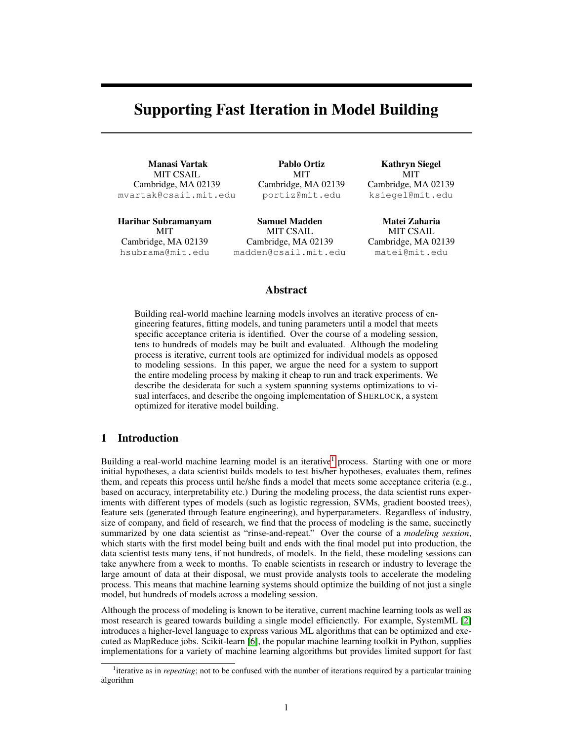# Supporting Fast Iteration in Model Building

**Manasi Vartak**
MIT CSAIL
Cambridge, MA 02139
`mvartak@csail.mit.edu`

**Pablo Ortiz**
MIT
Cambridge, MA 02139
`portiz@mit.edu`

**Kathryn Siegel**
MIT
Cambridge, MA 02139
`ksiegel@mit.edu`

**Harihar Subramanyam**
MIT
Cambridge, MA 02139
`hsubrama@mit.edu`

**Samuel Madden**
MIT CSAIL
Cambridge, MA 02139
`madden@csail.mit.edu`

**Matei Zaharia**
MIT CSAIL
Cambridge, MA 02139
`matei@mit.edu`

## Abstract

Building real-world machine learning models involves an iterative process of engineering features, fitting models, and tuning parameters until a model that meets specific acceptance criteria is identified. Over the course of a modeling session, tens to hundreds of models may be built and evaluated. Although the modeling process is iterative, current tools are optimized for individual models as opposed to modeling sessions. In this paper, we argue the need for a system to support the entire modeling process by making it cheap to run and track experiments. We describe the desiderata for such a system spanning systems optimizations to visual interfaces, and describe the ongoing implementation of SHERLOCK, a system optimized for iterative model building.

## 1 Introduction

Building a real-world machine learning model is an iterative[1] process. Starting with one or more initial hypotheses, a data scientist builds models to test his/her hypotheses, evaluates them, refines them, and repeats this process until he/she finds a model that meets some acceptance criteria (e.g., based on accuracy, interpretability etc.) During the modeling process, the data scientist runs experiments with different types of models (such as logistic regression, SVMs, gradient boosted trees), feature sets (generated through feature engineering), and hyperparameters. Regardless of industry, size of company, and field of research, we find that the process of modeling is the same, succinctly summarized by one data scientist as "rinse-and-repeat." Over the course of a *modeling session*, which starts with the first model being built and ends with the final model put into production, the data scientist tests many tens, if not hundreds, of models. In the field, these modeling sessions can take anywhere from a week to months. To enable scientists in research or industry to leverage the large amount of data at their disposal, we must provide analysts tools to accelerate the modeling process. This means that machine learning systems should optimize the building of not just a single model, but hundreds of models across a modeling session.

Although the process of modeling is known to be iterative, current machine learning tools as well as most research is geared towards building a single model efficiently. For example, SystemML [2] introduces a higher-level language to express various ML algorithms that can be optimized and executed as MapReduce jobs. Scikit-learn [6], the popular machine learning toolkit in Python, supplies implementations for a variety of machine learning algorithms but provides limited support for fast

[1] iterative as in *repeating*; not to be confused with the number of iterations required by a particular training algorithm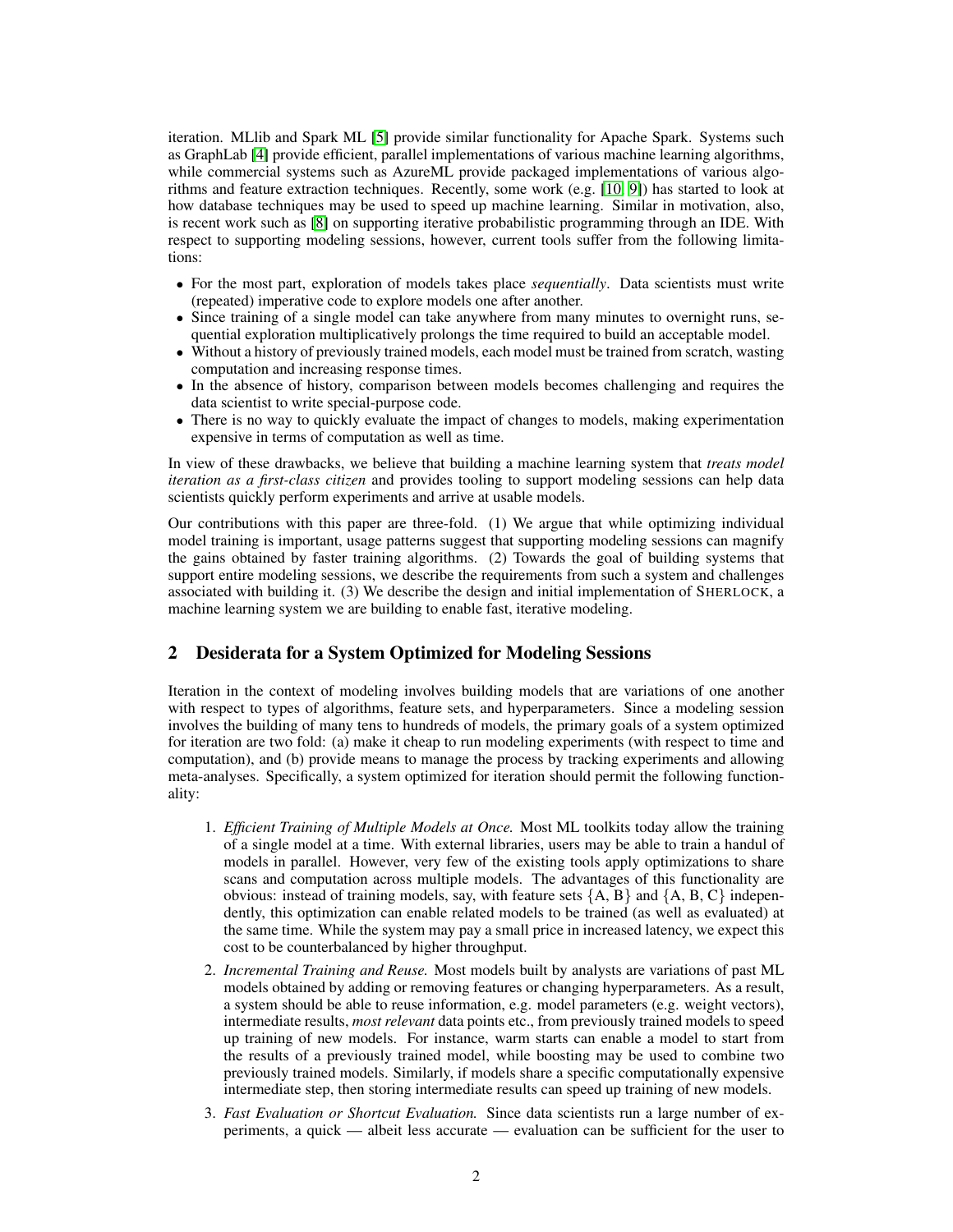iteration. MLlib and Spark ML [5] provide similar functionality for Apache Spark. Systems such as GraphLab [4] provide efficient, parallel implementations of various machine learning algorithms, while commercial systems such as AzureML provide packaged implementations of various algorithms and feature extraction techniques. Recently, some work (e.g. [10, 9]) has started to look at how database techniques may be used to speed up machine learning. Similar in motivation, also, is recent work such as [8] on supporting iterative probabilistic programming through an IDE. With respect to supporting modeling sessions, however, current tools suffer from the following limitations:

- For the most part, exploration of models takes place *sequentially*. Data scientists must write (repeated) imperative code to explore models one after another.
- Since training of a single model can take anywhere from many minutes to overnight runs, sequential exploration multiplicatively prolongs the time required to build an acceptable model.
- Without a history of previously trained models, each model must be trained from scratch, wasting computation and increasing response times.
- In the absence of history, comparison between models becomes challenging and requires the data scientist to write special-purpose code.
- There is no way to quickly evaluate the impact of changes to models, making experimentation expensive in terms of computation as well as time.

In view of these drawbacks, we believe that building a machine learning system that *treats model iteration as a first-class citizen* and provides tooling to support modeling sessions can help data scientists quickly perform experiments and arrive at usable models.

Our contributions with this paper are three-fold. (1) We argue that while optimizing individual model training is important, usage patterns suggest that supporting modeling sessions can magnify the gains obtained by faster training algorithms. (2) Towards the goal of building systems that support entire modeling sessions, we describe the requirements from such a system and challenges associated with building it. (3) We describe the design and initial implementation of SHERLOCK, a machine learning system we are building to enable fast, iterative modeling.

## 2 Desiderata for a System Optimized for Modeling Sessions

Iteration in the context of modeling involves building models that are variations of one another with respect to types of algorithms, feature sets, and hyperparameters. Since a modeling session involves the building of many tens to hundreds of models, the primary goals of a system optimized for iteration are two fold: (a) make it cheap to run modeling experiments (with respect to time and computation), and (b) provide means to manage the process by tracking experiments and allowing meta-analyses. Specifically, a system optimized for iteration should permit the following functionality:

1. *Efficient Training of Multiple Models at Once.* Most ML toolkits today allow the training of a single model at a time. With external libraries, users may be able to train a handul of models in parallel. However, very few of the existing tools apply optimizations to share scans and computation across multiple models. The advantages of this functionality are obvious: instead of training models, say, with feature sets {A, B} and {A, B, C} independently, this optimization can enable related models to be trained (as well as evaluated) at the same time. While the system may pay a small price in increased latency, we expect this cost to be counterbalanced by higher throughput.
2. *Incremental Training and Reuse.* Most models built by analysts are variations of past ML models obtained by adding or removing features or changing hyperparameters. As a result, a system should be able to reuse information, e.g. model parameters (e.g. weight vectors), intermediate results, *most relevant* data points etc., from previously trained models to speed up training of new models. For instance, warm starts can enable a model to start from the results of a previously trained model, while boosting may be used to combine two previously trained models. Similarly, if models share a specific computationally expensive intermediate step, then storing intermediate results can speed up training of new models.
3. *Fast Evaluation or Shortcut Evaluation.* Since data scientists run a large number of experiments, a quick — albeit less accurate — evaluation can be sufficient for the user to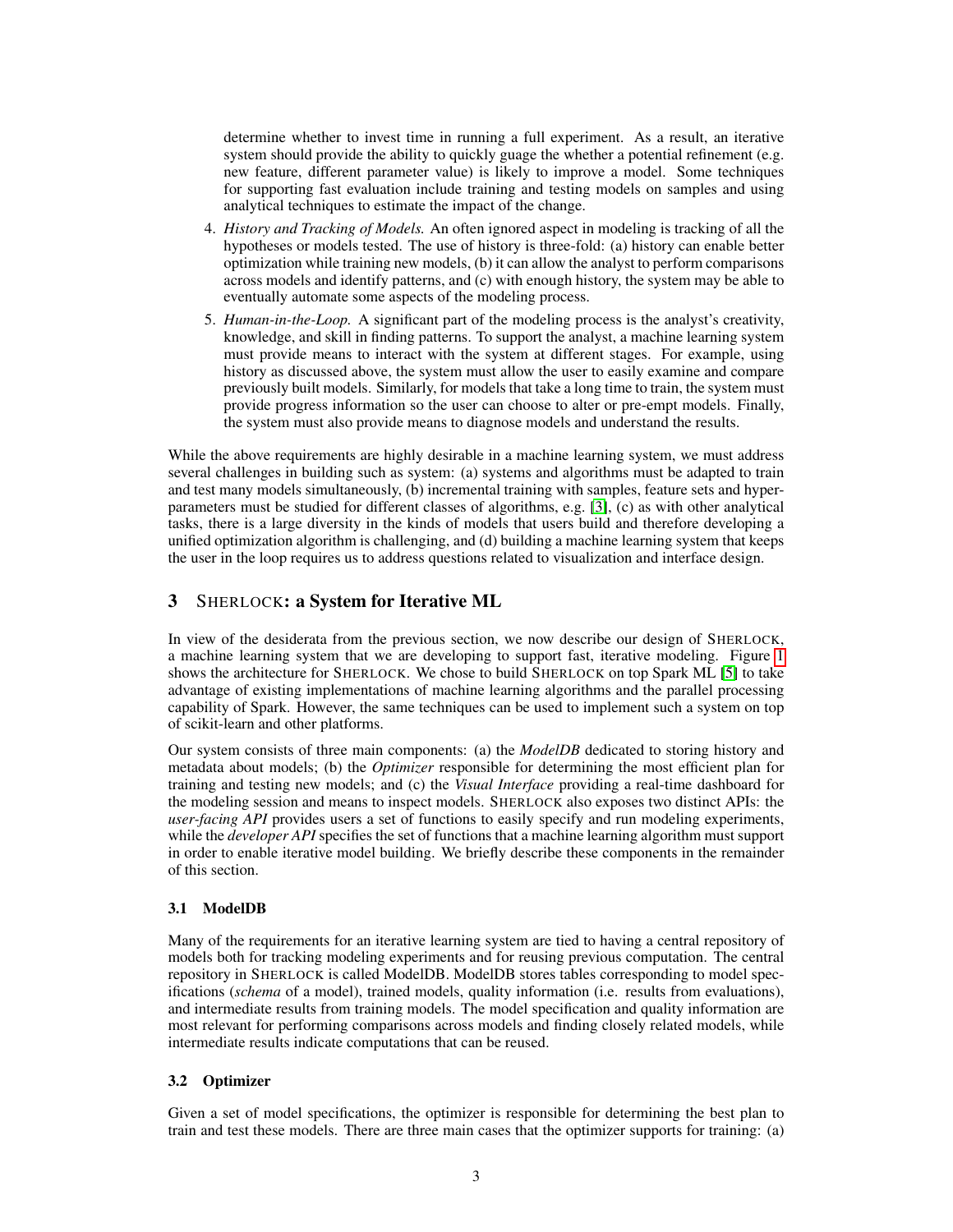determine whether to invest time in running a full experiment. As a result, an iterative system should provide the ability to quickly guage the whether a potential refinement (e.g. new feature, different parameter value) is likely to improve a model. Some techniques for supporting fast evaluation include training and testing models on samples and using analytical techniques to estimate the impact of the change.

4. *History and Tracking of Models.* An often ignored aspect in modeling is tracking of all the hypotheses or models tested. The use of history is three-fold: (a) history can enable better optimization while training new models, (b) it can allow the analyst to perform comparisons across models and identify patterns, and (c) with enough history, the system may be able to eventually automate some aspects of the modeling process.
5. *Human-in-the-Loop.* A significant part of the modeling process is the analyst's creativity, knowledge, and skill in finding patterns. To support the analyst, a machine learning system must provide means to interact with the system at different stages. For example, using history as discussed above, the system must allow the user to easily examine and compare previously built models. Similarly, for models that take a long time to train, the system must provide progress information so the user can choose to alter or pre-empt models. Finally, the system must also provide means to diagnose models and understand the results.

While the above requirements are highly desirable in a machine learning system, we must address several challenges in building such as system: (a) systems and algorithms must be adapted to train and test many models simultaneously, (b) incremental training with samples, feature sets and hyper-parameters must be studied for different classes of algorithms, e.g. [3], (c) as with other analytical tasks, there is a large diversity in the kinds of models that users build and therefore developing a unified optimization algorithm is challenging, and (d) building a machine learning system that keeps the user in the loop requires us to address questions related to visualization and interface design.

## 3 SHERLOCK: a System for Iterative ML

In view of the desiderata from the previous section, we now describe our design of SHERLOCK, a machine learning system that we are developing to support fast, iterative modeling. Figure 1 shows the architecture for SHERLOCK. We chose to build SHERLOCK on top Spark ML [5] to take advantage of existing implementations of machine learning algorithms and the parallel processing capability of Spark. However, the same techniques can be used to implement such a system on top of scikit-learn and other platforms.

Our system consists of three main components: (a) the *ModelDB* dedicated to storing history and metadata about models; (b) the *Optimizer* responsible for determining the most efficient plan for training and testing new models; and (c) the *Visual Interface* providing a real-time dashboard for the modeling session and means to inspect models. SHERLOCK also exposes two distinct APIs: the *user-facing API* provides users a set of functions to easily specify and run modeling experiments, while the *developer API* specifies the set of functions that a machine learning algorithm must support in order to enable iterative model building. We briefly describe these components in the remainder of this section.

### 3.1 ModelDB

Many of the requirements for an iterative learning system are tied to having a central repository of models both for tracking modeling experiments and for reusing previous computation. The central repository in SHERLOCK is called ModelDB. ModelDB stores tables corresponding to model specifications (*schema* of a model), trained models, quality information (i.e. results from evaluations), and intermediate results from training models. The model specification and quality information are most relevant for performing comparisons across models and finding closely related models, while intermediate results indicate computations that can be reused.

### 3.2 Optimizer

Given a set of model specifications, the optimizer is responsible for determining the best plan to train and test these models. There are three main cases that the optimizer supports for training: (a)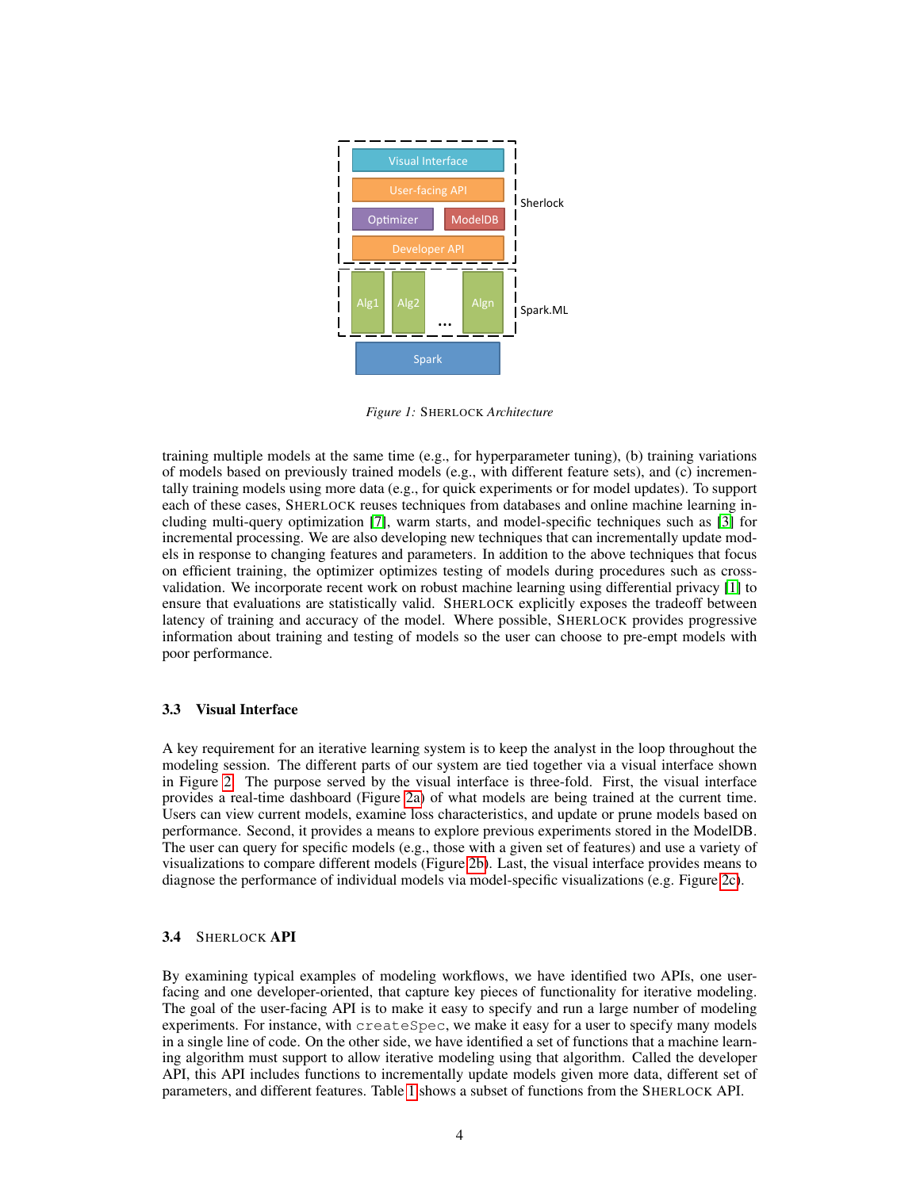Figure 1: SHERLOCK Architecture

training multiple models at the same time (e.g., for hyperparameter tuning), (b) training variations of models based on previously trained models (e.g., with different feature sets), and (c) incrementally training models using more data (e.g., for quick experiments or for model updates). To support each of these cases, SHERLOCK reuses techniques from databases and online machine learning including multi-query optimization [7], warm starts, and model-specific techniques such as [3] for incremental processing. We are also developing new techniques that can incrementally update models in response to changing features and parameters. In addition to the above techniques that focus on efficient training, the optimizer optimizes testing of models during procedures such as cross-validation. We incorporate recent work on robust machine learning using differential privacy [1] to ensure that evaluations are statistically valid. SHERLOCK explicitly exposes the tradeoff between latency of training and accuracy of the model. Where possible, SHERLOCK provides progressive information about training and testing of models so the user can choose to pre-empt models with poor performance.

### 3.3 Visual Interface

A key requirement for an iterative learning system is to keep the analyst in the loop throughout the modeling session. The different parts of our system are tied together via a visual interface shown in Figure 2. The purpose served by the visual interface is three-fold. First, the visual interface provides a real-time dashboard (Figure 2a) of what models are being trained at the current time. Users can view current models, examine loss characteristics, and update or prune models based on performance. Second, it provides a means to explore previous experiments stored in the ModelDB. The user can query for specific models (e.g., those with a given set of features) and use a variety of visualizations to compare different models (Figure 2b). Last, the visual interface provides means to diagnose the performance of individual models via model-specific visualizations (e.g. Figure 2c).

### 3.4 SHERLOCK API

By examining typical examples of modeling workflows, we have identified two APIs, one user-facing and one developer-oriented, that capture key pieces of functionality for iterative modeling. The goal of the user-facing API is to make it easy to specify and run a large number of modeling experiments. For instance, with `createSpec`, we make it easy for a user to specify many models in a single line of code. On the other side, we have identified a set of functions that a machine learning algorithm must support to allow iterative modeling using that algorithm. Called the developer API, this API includes functions to incrementally update models given more data, different set of parameters, and different features. Table 1 shows a subset of functions from the SHERLOCK API.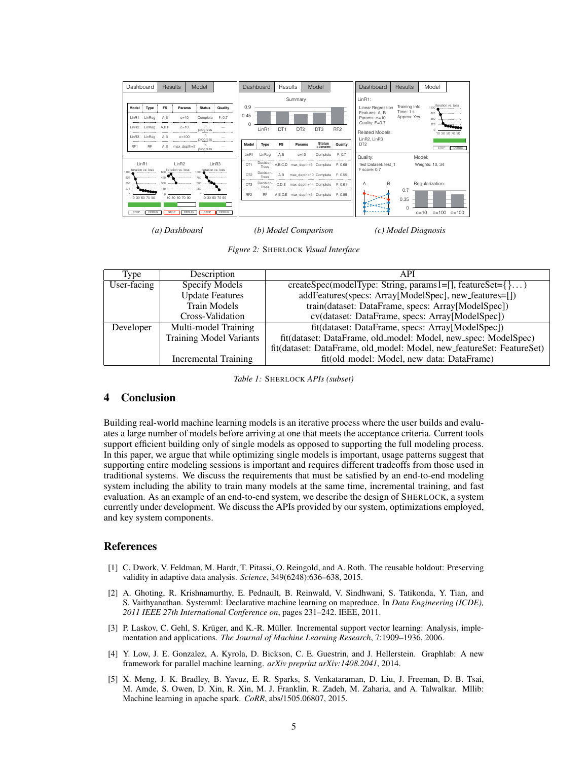(a) Dashboard &nbsp;&nbsp;&nbsp;&nbsp; (b) Model Comparison &nbsp;&nbsp;&nbsp;&nbsp; (c) Model Diagnosis

*Figure 2:* SHERLOCK *Visual Interface*

| Type | Description | API |
|---|---|---|
| User-facing | Specify Models | createSpec(modelType: String, params1=[], featureSet={}...) |
| | Update Features | addFeatures(specs: Array[ModelSpec], new_features=[]) |
| | Train Models | train(dataset: DataFrame, specs: Array[ModelSpec]) |
| | Cross-Validation | cv(dataset: DataFrame, specs: Array[ModelSpec]) |
| Developer | Multi-model Training | fit(dataset: DataFrame, specs: Array[ModelSpec]) |
| | Training Model Variants | fit(dataset: DataFrame, old_model: Model, new_spec: ModelSpec) |
| | | fit(dataset: DataFrame, old_model: Model, new_featureSet: FeatureSet) |
| | Incremental Training | fit(old_model: Model, new_data: DataFrame) |

*Table 1:* SHERLOCK *APIs (subset)*

## 4 Conclusion

Building real-world machine learning models is an iterative process where the user builds and evaluates a large number of models before arriving at one that meets the acceptance criteria. Current tools support efficient building only of single models as opposed to supporting the full modeling process. In this paper, we argue that while optimizing single models is important, usage patterns suggest that supporting entire modeling sessions is important and requires different tradeoffs from those used in traditional systems. We discuss the requirements that must be satisfied by an end-to-end modeling system including the ability to train many models at the same time, incremental training, and fast evaluation. As an example of an end-to-end system, we describe the design of SHERLOCK, a system currently under development. We discuss the APIs provided by our system, optimizations employed, and key system components.

## References

[1] C. Dwork, V. Feldman, M. Hardt, T. Pitassi, O. Reingold, and A. Roth. The reusable holdout: Preserving validity in adaptive data analysis. *Science*, 349(6248):636–638, 2015.

[2] A. Ghoting, R. Krishnamurthy, E. Pednault, B. Reinwald, V. Sindhwani, S. Tatikonda, Y. Tian, and S. Vaithyanathan. Systemml: Declarative machine learning on mapreduce. In *Data Engineering (ICDE), 2011 IEEE 27th International Conference on*, pages 231–242. IEEE, 2011.

[3] P. Laskov, C. Gehl, S. Krüger, and K.-R. Müller. Incremental support vector learning: Analysis, implementation and applications. *The Journal of Machine Learning Research*, 7:1909–1936, 2006.

[4] Y. Low, J. E. Gonzalez, A. Kyrola, D. Bickson, C. E. Guestrin, and J. Hellerstein. Graphlab: A new framework for parallel machine learning. *arXiv preprint arXiv:1408.2041*, 2014.

[5] X. Meng, J. K. Bradley, B. Yavuz, E. R. Sparks, S. Venkataraman, D. Liu, J. Freeman, D. B. Tsai, M. Amde, S. Owen, D. Xin, R. Xin, M. J. Franklin, R. Zadeh, M. Zaharia, and A. Talwalkar. Mllib: Machine learning in apache spark. *CoRR*, abs/1505.06807, 2015.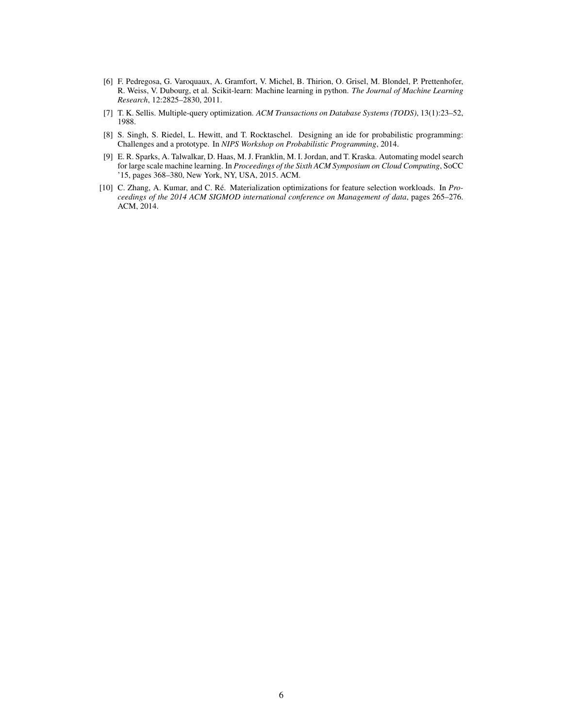[6] F. Pedregosa, G. Varoquaux, A. Gramfort, V. Michel, B. Thirion, O. Grisel, M. Blondel, P. Prettenhofer, R. Weiss, V. Dubourg, et al. Scikit-learn: Machine learning in python. *The Journal of Machine Learning Research*, 12:2825–2830, 2011.

[7] T. K. Sellis. Multiple-query optimization. *ACM Transactions on Database Systems (TODS)*, 13(1):23–52, 1988.

[8] S. Singh, S. Riedel, L. Hewitt, and T. Rocktaschel. Designing an ide for probabilistic programming: Challenges and a prototype. In *NIPS Workshop on Probabilistic Programming*, 2014.

[9] E. R. Sparks, A. Talwalkar, D. Haas, M. J. Franklin, M. I. Jordan, and T. Kraska. Automating model search for large scale machine learning. In *Proceedings of the Sixth ACM Symposium on Cloud Computing*, SoCC '15, pages 368–380, New York, NY, USA, 2015. ACM.

[10] C. Zhang, A. Kumar, and C. Ré. Materialization optimizations for feature selection workloads. In *Proceedings of the 2014 ACM SIGMOD international conference on Management of data*, pages 265–276. ACM, 2014.